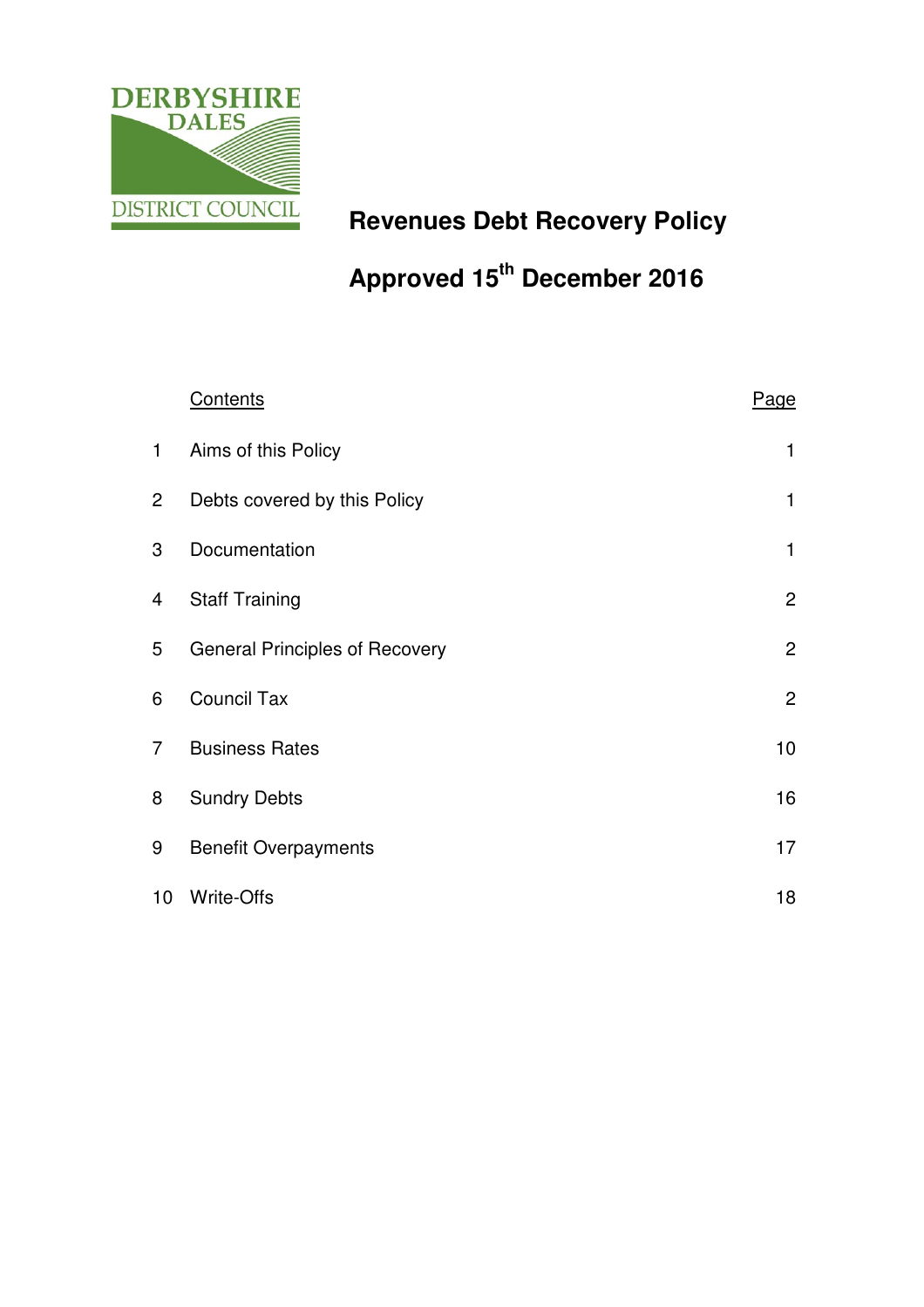DERBYSHIRE DALES DISTRICT COUNCIL

# Revenues Debt Recovery Policy

## Approved 15th December 2016

| | Contents | Page |
|---|---|---|
| 1 | Aims of this Policy | 1 |
| 2 | Debts covered by this Policy | 1 |
| 3 | Documentation | 1 |
| 4 | Staff Training | 2 |
| 5 | General Principles of Recovery | 2 |
| 6 | Council Tax | 2 |
| 7 | Business Rates | 10 |
| 8 | Sundry Debts | 16 |
| 9 | Benefit Overpayments | 17 |
| 10 | Write-Offs | 18 |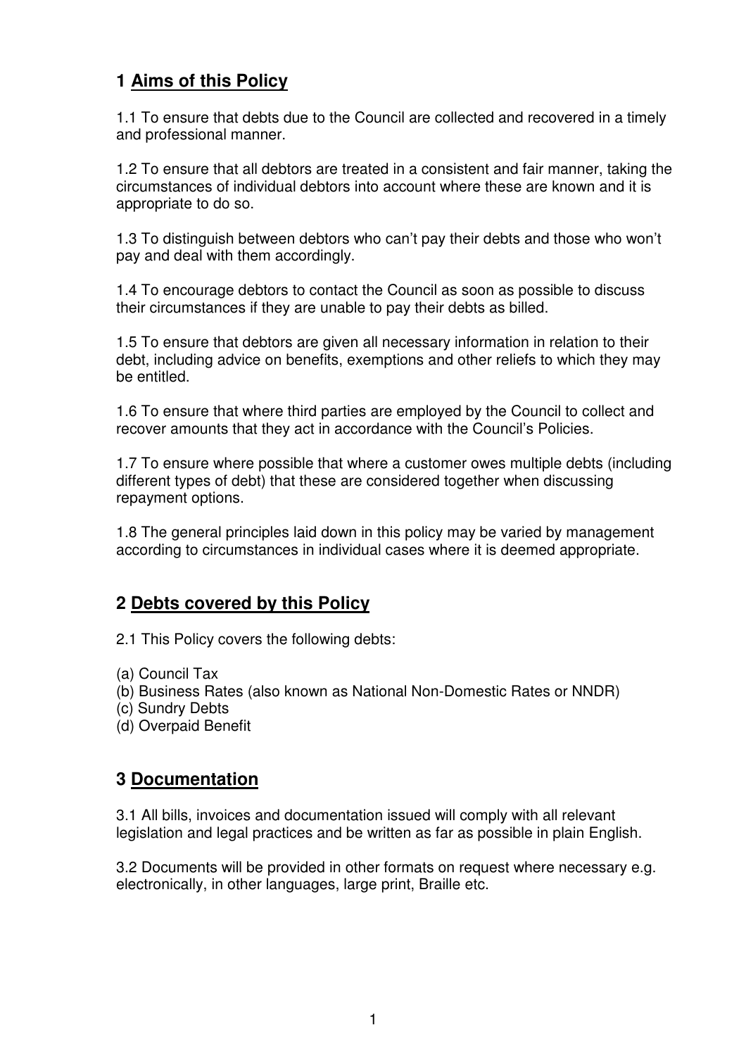## 1 Aims of this Policy

1.1 To ensure that debts due to the Council are collected and recovered in a timely and professional manner.

1.2 To ensure that all debtors are treated in a consistent and fair manner, taking the circumstances of individual debtors into account where these are known and it is appropriate to do so.

1.3 To distinguish between debtors who can't pay their debts and those who won't pay and deal with them accordingly.

1.4 To encourage debtors to contact the Council as soon as possible to discuss their circumstances if they are unable to pay their debts as billed.

1.5 To ensure that debtors are given all necessary information in relation to their debt, including advice on benefits, exemptions and other reliefs to which they may be entitled.

1.6 To ensure that where third parties are employed by the Council to collect and recover amounts that they act in accordance with the Council's Policies.

1.7 To ensure where possible that where a customer owes multiple debts (including different types of debt) that these are considered together when discussing repayment options.

1.8 The general principles laid down in this policy may be varied by management according to circumstances in individual cases where it is deemed appropriate.

## 2 Debts covered by this Policy

2.1 This Policy covers the following debts:

(a) Council Tax
(b) Business Rates (also known as National Non-Domestic Rates or NNDR)
(c) Sundry Debts
(d) Overpaid Benefit

## 3 Documentation

3.1 All bills, invoices and documentation issued will comply with all relevant legislation and legal practices and be written as far as possible in plain English.

3.2 Documents will be provided in other formats on request where necessary e.g. electronically, in other languages, large print, Braille etc.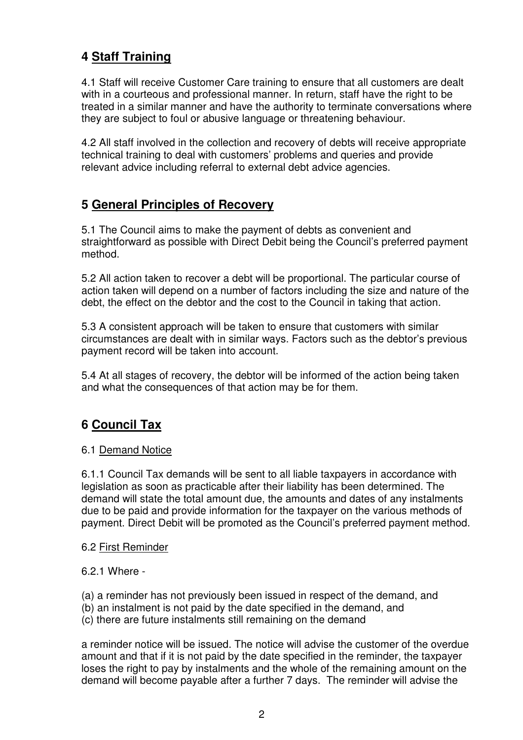## 4 Staff Training

4.1 Staff will receive Customer Care training to ensure that all customers are dealt with in a courteous and professional manner. In return, staff have the right to be treated in a similar manner and have the authority to terminate conversations where they are subject to foul or abusive language or threatening behaviour.

4.2 All staff involved in the collection and recovery of debts will receive appropriate technical training to deal with customers' problems and queries and provide relevant advice including referral to external debt advice agencies.

## 5 General Principles of Recovery

5.1 The Council aims to make the payment of debts as convenient and straightforward as possible with Direct Debit being the Council's preferred payment method.

5.2 All action taken to recover a debt will be proportional. The particular course of action taken will depend on a number of factors including the size and nature of the debt, the effect on the debtor and the cost to the Council in taking that action.

5.3 A consistent approach will be taken to ensure that customers with similar circumstances are dealt with in similar ways. Factors such as the debtor's previous payment record will be taken into account.

5.4 At all stages of recovery, the debtor will be informed of the action being taken and what the consequences of that action may be for them.

## 6 Council Tax

6.1 Demand Notice

6.1.1 Council Tax demands will be sent to all liable taxpayers in accordance with legislation as soon as practicable after their liability has been determined. The demand will state the total amount due, the amounts and dates of any instalments due to be paid and provide information for the taxpayer on the various methods of payment. Direct Debit will be promoted as the Council's preferred payment method.

6.2 First Reminder

6.2.1 Where -

(a) a reminder has not previously been issued in respect of the demand, and
(b) an instalment is not paid by the date specified in the demand, and
(c) there are future instalments still remaining on the demand

a reminder notice will be issued. The notice will advise the customer of the overdue amount and that if it is not paid by the date specified in the reminder, the taxpayer loses the right to pay by instalments and the whole of the remaining amount on the demand will become payable after a further 7 days. The reminder will advise the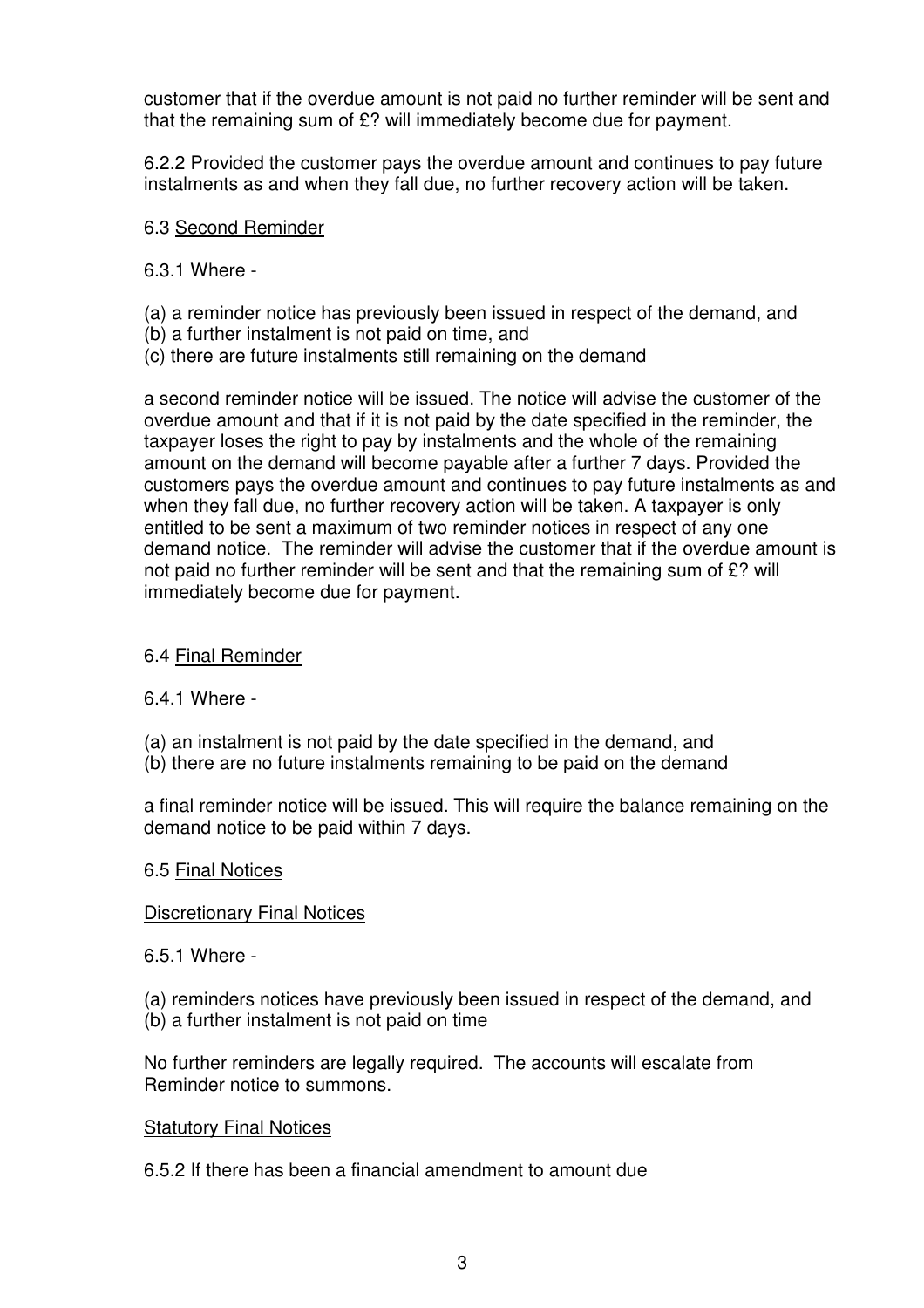customer that if the overdue amount is not paid no further reminder will be sent and that the remaining sum of £? will immediately become due for payment.

6.2.2 Provided the customer pays the overdue amount and continues to pay future instalments as and when they fall due, no further recovery action will be taken.

6.3 <u>Second Reminder</u>

6.3.1 Where -

(a) a reminder notice has previously been issued in respect of the demand, and
(b) a further instalment is not paid on time, and
(c) there are future instalments still remaining on the demand

a second reminder notice will be issued. The notice will advise the customer of the overdue amount and that if it is not paid by the date specified in the reminder, the taxpayer loses the right to pay by instalments and the whole of the remaining amount on the demand will become payable after a further 7 days. Provided the customers pays the overdue amount and continues to pay future instalments as and when they fall due, no further recovery action will be taken. A taxpayer is only entitled to be sent a maximum of two reminder notices in respect of any one demand notice. The reminder will advise the customer that if the overdue amount is not paid no further reminder will be sent and that the remaining sum of £? will immediately become due for payment.

6.4 <u>Final Reminder</u>

6.4.1 Where -

(a) an instalment is not paid by the date specified in the demand, and
(b) there are no future instalments remaining to be paid on the demand

a final reminder notice will be issued. This will require the balance remaining on the demand notice to be paid within 7 days.

6.5 <u>Final Notices</u>

<u>Discretionary Final Notices</u>

6.5.1 Where -

(a) reminders notices have previously been issued in respect of the demand, and
(b) a further instalment is not paid on time

No further reminders are legally required. The accounts will escalate from Reminder notice to summons.

<u>Statutory Final Notices</u>

6.5.2 If there has been a financial amendment to amount due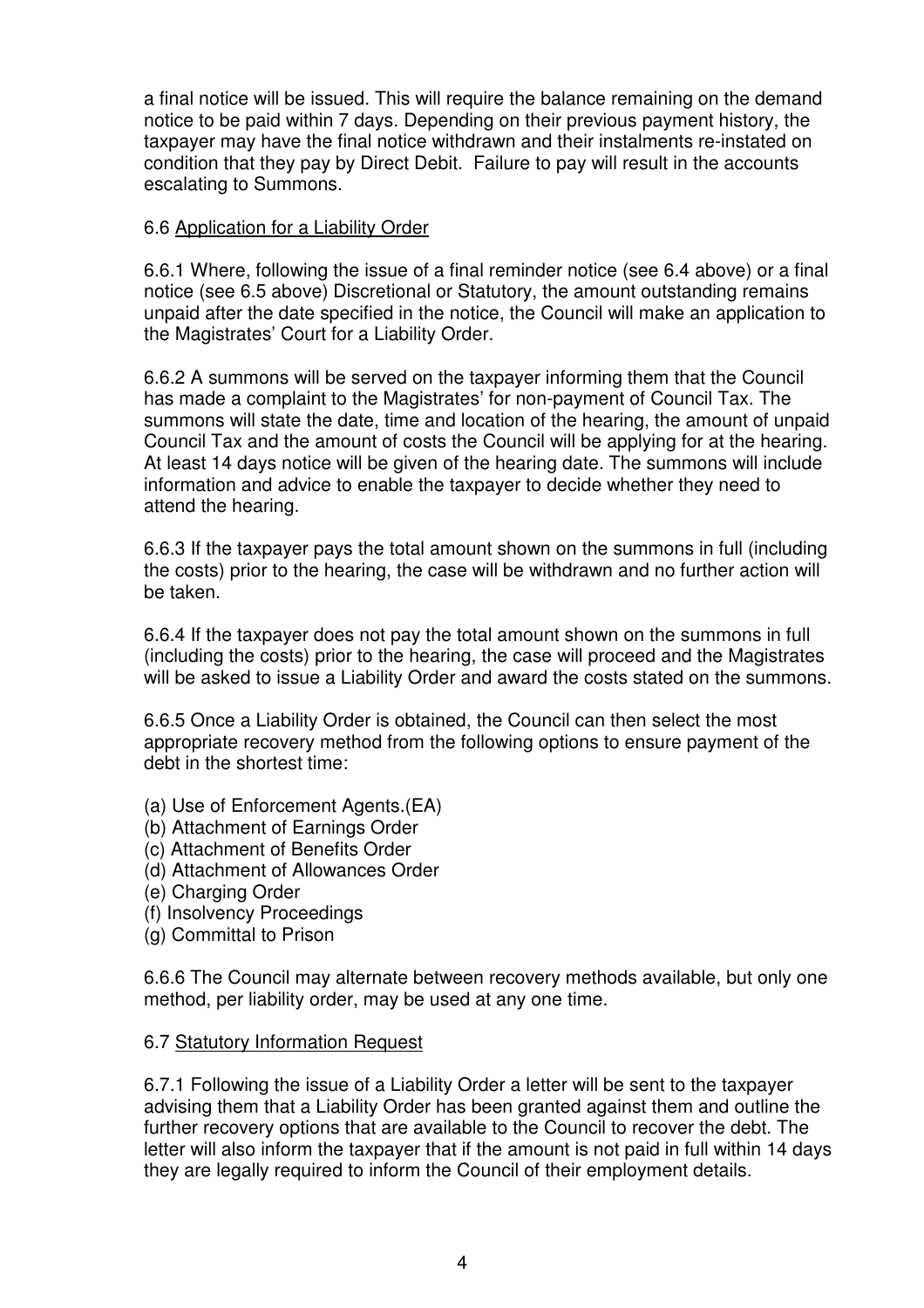a final notice will be issued. This will require the balance remaining on the demand notice to be paid within 7 days. Depending on their previous payment history, the taxpayer may have the final notice withdrawn and their instalments re-instated on condition that they pay by Direct Debit. Failure to pay will result in the accounts escalating to Summons.

6.6 Application for a Liability Order

6.6.1 Where, following the issue of a final reminder notice (see 6.4 above) or a final notice (see 6.5 above) Discretional or Statutory, the amount outstanding remains unpaid after the date specified in the notice, the Council will make an application to the Magistrates' Court for a Liability Order.

6.6.2 A summons will be served on the taxpayer informing them that the Council has made a complaint to the Magistrates' for non-payment of Council Tax. The summons will state the date, time and location of the hearing, the amount of unpaid Council Tax and the amount of costs the Council will be applying for at the hearing. At least 14 days notice will be given of the hearing date. The summons will include information and advice to enable the taxpayer to decide whether they need to attend the hearing.

6.6.3 If the taxpayer pays the total amount shown on the summons in full (including the costs) prior to the hearing, the case will be withdrawn and no further action will be taken.

6.6.4 If the taxpayer does not pay the total amount shown on the summons in full (including the costs) prior to the hearing, the case will proceed and the Magistrates will be asked to issue a Liability Order and award the costs stated on the summons.

6.6.5 Once a Liability Order is obtained, the Council can then select the most appropriate recovery method from the following options to ensure payment of the debt in the shortest time:

(a) Use of Enforcement Agents.(EA)
(b) Attachment of Earnings Order
(c) Attachment of Benefits Order
(d) Attachment of Allowances Order
(e) Charging Order
(f) Insolvency Proceedings
(g) Committal to Prison

6.6.6 The Council may alternate between recovery methods available, but only one method, per liability order, may be used at any one time.

6.7 Statutory Information Request

6.7.1 Following the issue of a Liability Order a letter will be sent to the taxpayer advising them that a Liability Order has been granted against them and outline the further recovery options that are available to the Council to recover the debt. The letter will also inform the taxpayer that if the amount is not paid in full within 14 days they are legally required to inform the Council of their employment details.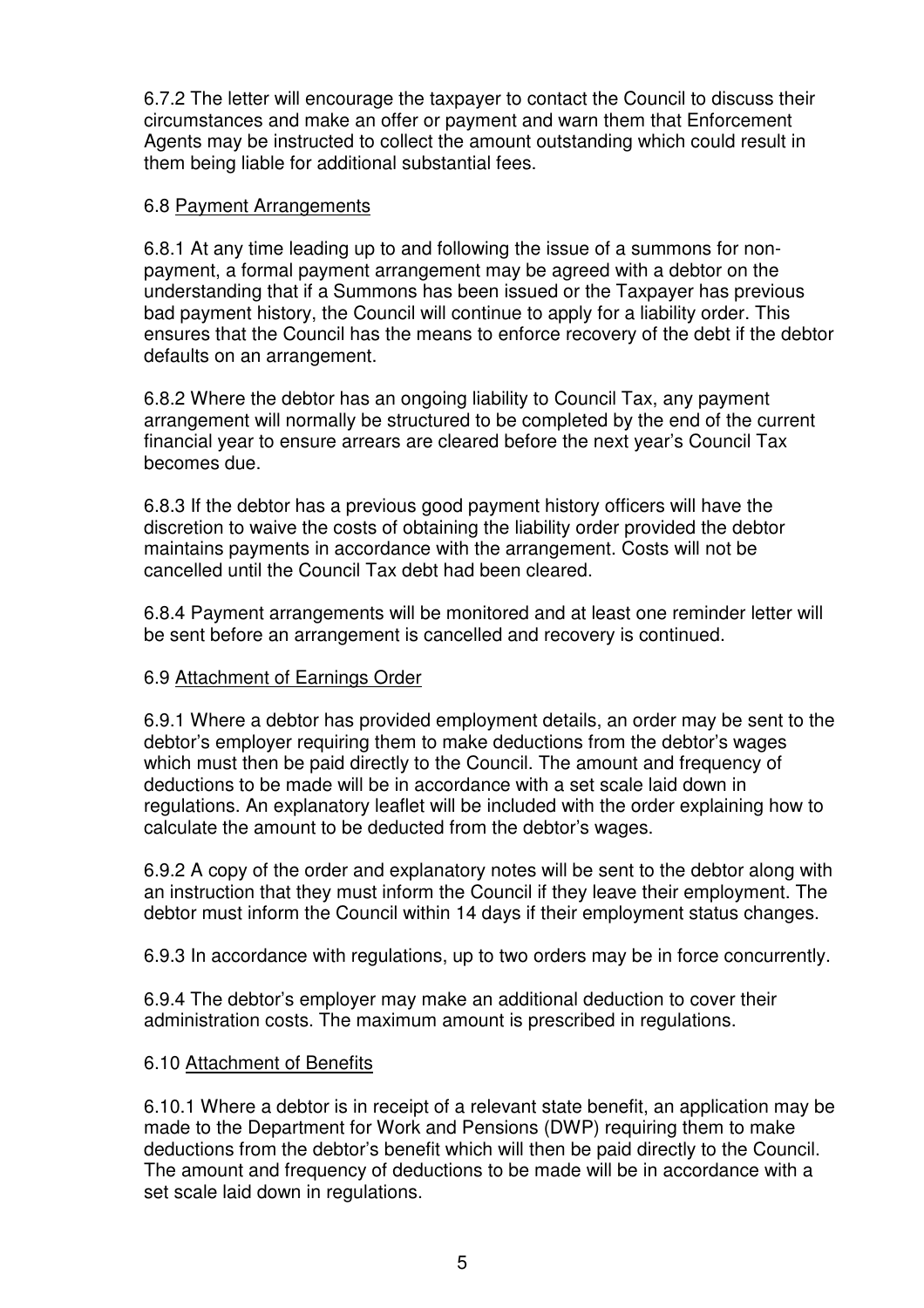6.7.2 The letter will encourage the taxpayer to contact the Council to discuss their circumstances and make an offer or payment and warn them that Enforcement Agents may be instructed to collect the amount outstanding which could result in them being liable for additional substantial fees.

### 6.8 Payment Arrangements

6.8.1 At any time leading up to and following the issue of a summons for non-payment, a formal payment arrangement may be agreed with a debtor on the understanding that if a Summons has been issued or the Taxpayer has previous bad payment history, the Council will continue to apply for a liability order. This ensures that the Council has the means to enforce recovery of the debt if the debtor defaults on an arrangement.

6.8.2 Where the debtor has an ongoing liability to Council Tax, any payment arrangement will normally be structured to be completed by the end of the current financial year to ensure arrears are cleared before the next year's Council Tax becomes due.

6.8.3 If the debtor has a previous good payment history officers will have the discretion to waive the costs of obtaining the liability order provided the debtor maintains payments in accordance with the arrangement. Costs will not be cancelled until the Council Tax debt had been cleared.

6.8.4 Payment arrangements will be monitored and at least one reminder letter will be sent before an arrangement is cancelled and recovery is continued.

### 6.9 Attachment of Earnings Order

6.9.1 Where a debtor has provided employment details, an order may be sent to the debtor's employer requiring them to make deductions from the debtor's wages which must then be paid directly to the Council. The amount and frequency of deductions to be made will be in accordance with a set scale laid down in regulations. An explanatory leaflet will be included with the order explaining how to calculate the amount to be deducted from the debtor's wages.

6.9.2 A copy of the order and explanatory notes will be sent to the debtor along with an instruction that they must inform the Council if they leave their employment. The debtor must inform the Council within 14 days if their employment status changes.

6.9.3 In accordance with regulations, up to two orders may be in force concurrently.

6.9.4 The debtor's employer may make an additional deduction to cover their administration costs. The maximum amount is prescribed in regulations.

### 6.10 Attachment of Benefits

6.10.1 Where a debtor is in receipt of a relevant state benefit, an application may be made to the Department for Work and Pensions (DWP) requiring them to make deductions from the debtor's benefit which will then be paid directly to the Council. The amount and frequency of deductions to be made will be in accordance with a set scale laid down in regulations.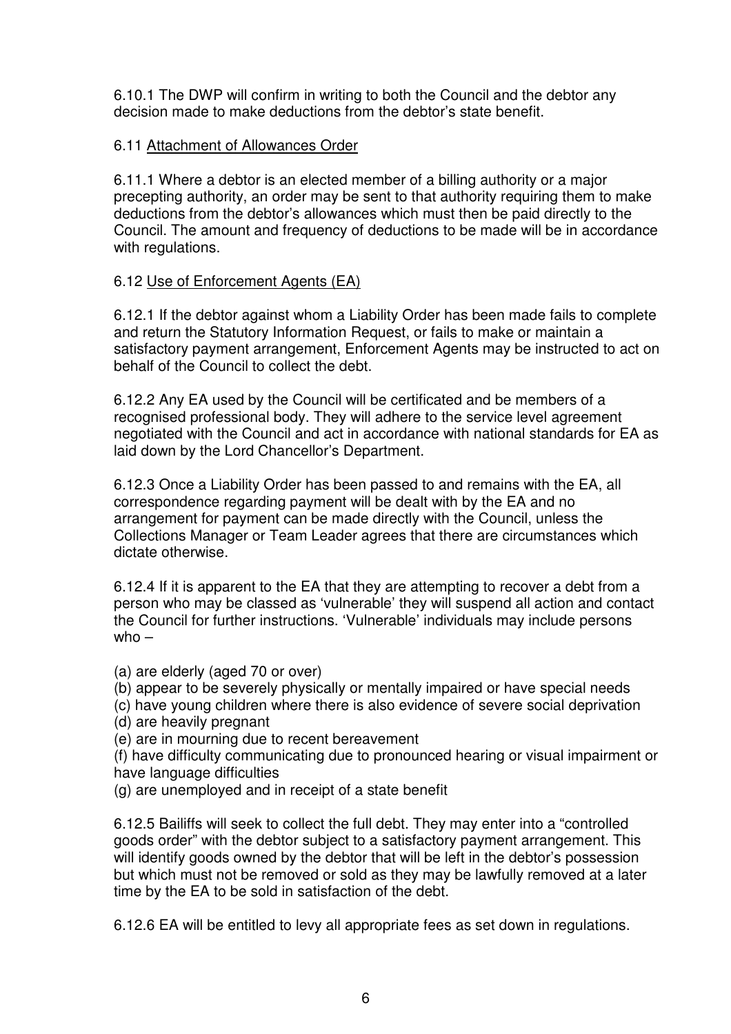6.10.1 The DWP will confirm in writing to both the Council and the debtor any decision made to make deductions from the debtor's state benefit.

6.11 Attachment of Allowances Order

6.11.1 Where a debtor is an elected member of a billing authority or a major precepting authority, an order may be sent to that authority requiring them to make deductions from the debtor's allowances which must then be paid directly to the Council. The amount and frequency of deductions to be made will be in accordance with regulations.

6.12 Use of Enforcement Agents (EA)

6.12.1 If the debtor against whom a Liability Order has been made fails to complete and return the Statutory Information Request, or fails to make or maintain a satisfactory payment arrangement, Enforcement Agents may be instructed to act on behalf of the Council to collect the debt.

6.12.2 Any EA used by the Council will be certificated and be members of a recognised professional body. They will adhere to the service level agreement negotiated with the Council and act in accordance with national standards for EA as laid down by the Lord Chancellor's Department.

6.12.3 Once a Liability Order has been passed to and remains with the EA, all correspondence regarding payment will be dealt with by the EA and no arrangement for payment can be made directly with the Council, unless the Collections Manager or Team Leader agrees that there are circumstances which dictate otherwise.

6.12.4 If it is apparent to the EA that they are attempting to recover a debt from a person who may be classed as 'vulnerable' they will suspend all action and contact the Council for further instructions. 'Vulnerable' individuals may include persons who –

(a) are elderly (aged 70 or over)
(b) appear to be severely physically or mentally impaired or have special needs
(c) have young children where there is also evidence of severe social deprivation
(d) are heavily pregnant
(e) are in mourning due to recent bereavement
(f) have difficulty communicating due to pronounced hearing or visual impairment or have language difficulties
(g) are unemployed and in receipt of a state benefit

6.12.5 Bailiffs will seek to collect the full debt. They may enter into a "controlled goods order" with the debtor subject to a satisfactory payment arrangement. This will identify goods owned by the debtor that will be left in the debtor's possession but which must not be removed or sold as they may be lawfully removed at a later time by the EA to be sold in satisfaction of the debt.

6.12.6 EA will be entitled to levy all appropriate fees as set down in regulations.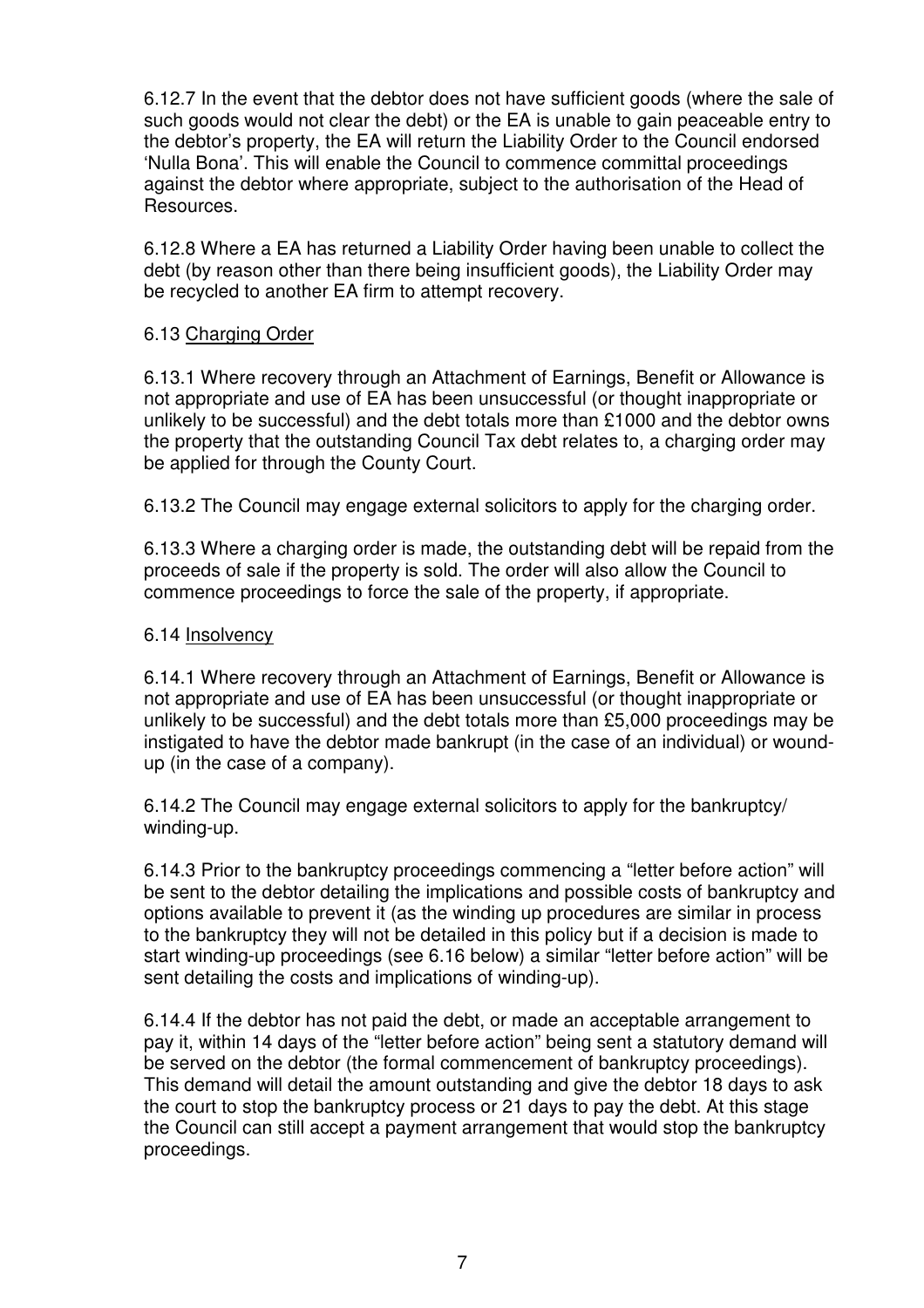6.12.7 In the event that the debtor does not have sufficient goods (where the sale of such goods would not clear the debt) or the EA is unable to gain peaceable entry to the debtor's property, the EA will return the Liability Order to the Council endorsed 'Nulla Bona'. This will enable the Council to commence committal proceedings against the debtor where appropriate, subject to the authorisation of the Head of Resources.

6.12.8 Where a EA has returned a Liability Order having been unable to collect the debt (by reason other than there being insufficient goods), the Liability Order may be recycled to another EA firm to attempt recovery.

6.13 <u>Charging Order</u>

6.13.1 Where recovery through an Attachment of Earnings, Benefit or Allowance is not appropriate and use of EA has been unsuccessful (or thought inappropriate or unlikely to be successful) and the debt totals more than £1000 and the debtor owns the property that the outstanding Council Tax debt relates to, a charging order may be applied for through the County Court.

6.13.2 The Council may engage external solicitors to apply for the charging order.

6.13.3 Where a charging order is made, the outstanding debt will be repaid from the proceeds of sale if the property is sold. The order will also allow the Council to commence proceedings to force the sale of the property, if appropriate.

6.14 <u>Insolvency</u>

6.14.1 Where recovery through an Attachment of Earnings, Benefit or Allowance is not appropriate and use of EA has been unsuccessful (or thought inappropriate or unlikely to be successful) and the debt totals more than £5,000 proceedings may be instigated to have the debtor made bankrupt (in the case of an individual) or wound-up (in the case of a company).

6.14.2 The Council may engage external solicitors to apply for the bankruptcy/ winding-up.

6.14.3 Prior to the bankruptcy proceedings commencing a "letter before action" will be sent to the debtor detailing the implications and possible costs of bankruptcy and options available to prevent it (as the winding up procedures are similar in process to the bankruptcy they will not be detailed in this policy but if a decision is made to start winding-up proceedings (see 6.16 below) a similar "letter before action" will be sent detailing the costs and implications of winding-up).

6.14.4 If the debtor has not paid the debt, or made an acceptable arrangement to pay it, within 14 days of the "letter before action" being sent a statutory demand will be served on the debtor (the formal commencement of bankruptcy proceedings). This demand will detail the amount outstanding and give the debtor 18 days to ask the court to stop the bankruptcy process or 21 days to pay the debt. At this stage the Council can still accept a payment arrangement that would stop the bankruptcy proceedings.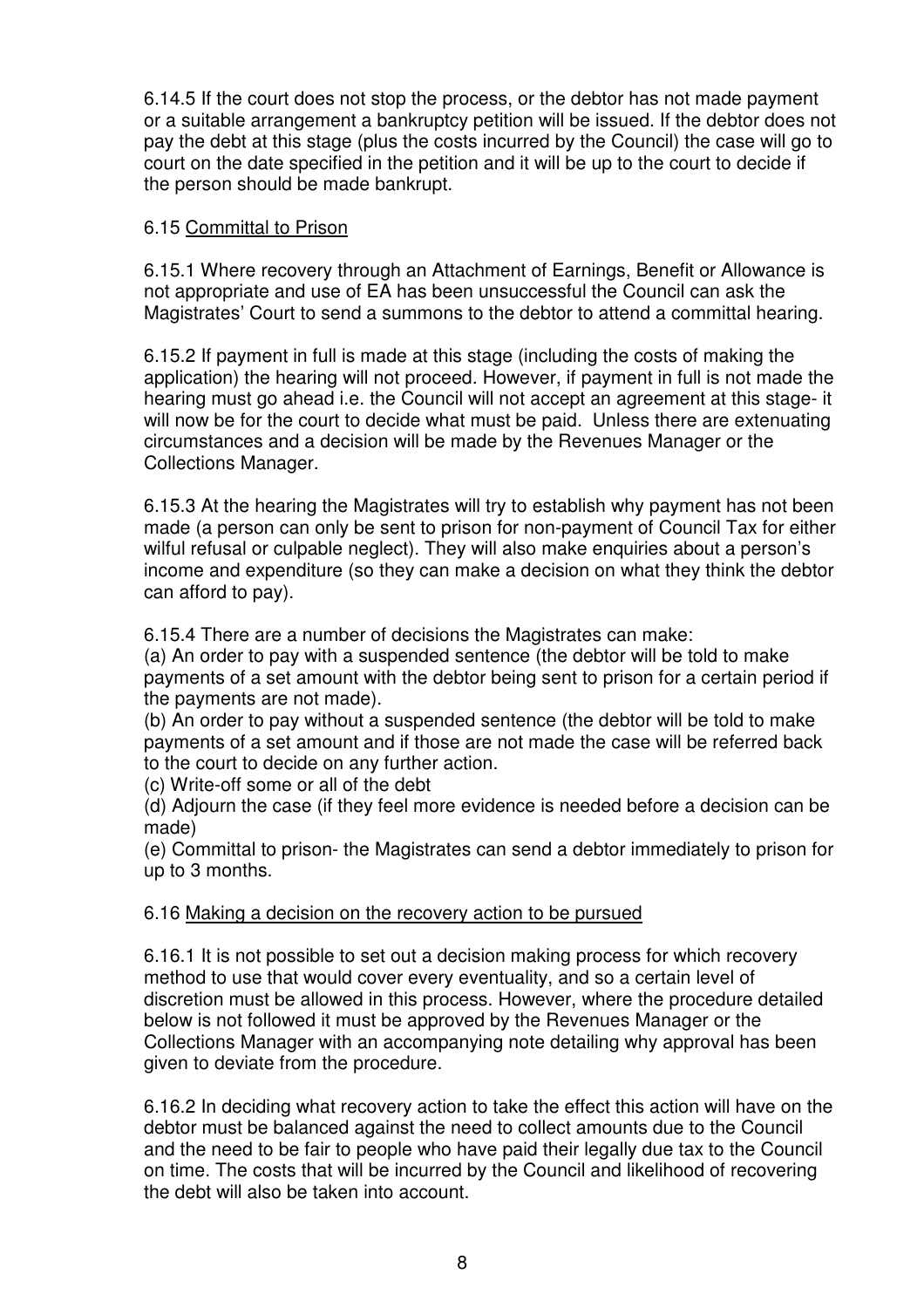6.14.5 If the court does not stop the process, or the debtor has not made payment or a suitable arrangement a bankruptcy petition will be issued. If the debtor does not pay the debt at this stage (plus the costs incurred by the Council) the case will go to court on the date specified in the petition and it will be up to the court to decide if the person should be made bankrupt.

6.15 Committal to Prison

6.15.1 Where recovery through an Attachment of Earnings, Benefit or Allowance is not appropriate and use of EA has been unsuccessful the Council can ask the Magistrates' Court to send a summons to the debtor to attend a committal hearing.

6.15.2 If payment in full is made at this stage (including the costs of making the application) the hearing will not proceed. However, if payment in full is not made the hearing must go ahead i.e. the Council will not accept an agreement at this stage- it will now be for the court to decide what must be paid. Unless there are extenuating circumstances and a decision will be made by the Revenues Manager or the Collections Manager.

6.15.3 At the hearing the Magistrates will try to establish why payment has not been made (a person can only be sent to prison for non-payment of Council Tax for either wilful refusal or culpable neglect). They will also make enquiries about a person's income and expenditure (so they can make a decision on what they think the debtor can afford to pay).

6.15.4 There are a number of decisions the Magistrates can make:

(a) An order to pay with a suspended sentence (the debtor will be told to make payments of a set amount with the debtor being sent to prison for a certain period if the payments are not made).

(b) An order to pay without a suspended sentence (the debtor will be told to make payments of a set amount and if those are not made the case will be referred back to the court to decide on any further action.

(c) Write-off some or all of the debt

(d) Adjourn the case (if they feel more evidence is needed before a decision can be made)

(e) Committal to prison- the Magistrates can send a debtor immediately to prison for up to 3 months.

6.16 Making a decision on the recovery action to be pursued

6.16.1 It is not possible to set out a decision making process for which recovery method to use that would cover every eventuality, and so a certain level of discretion must be allowed in this process. However, where the procedure detailed below is not followed it must be approved by the Revenues Manager or the Collections Manager with an accompanying note detailing why approval has been given to deviate from the procedure.

6.16.2 In deciding what recovery action to take the effect this action will have on the debtor must be balanced against the need to collect amounts due to the Council and the need to be fair to people who have paid their legally due tax to the Council on time. The costs that will be incurred by the Council and likelihood of recovering the debt will also be taken into account.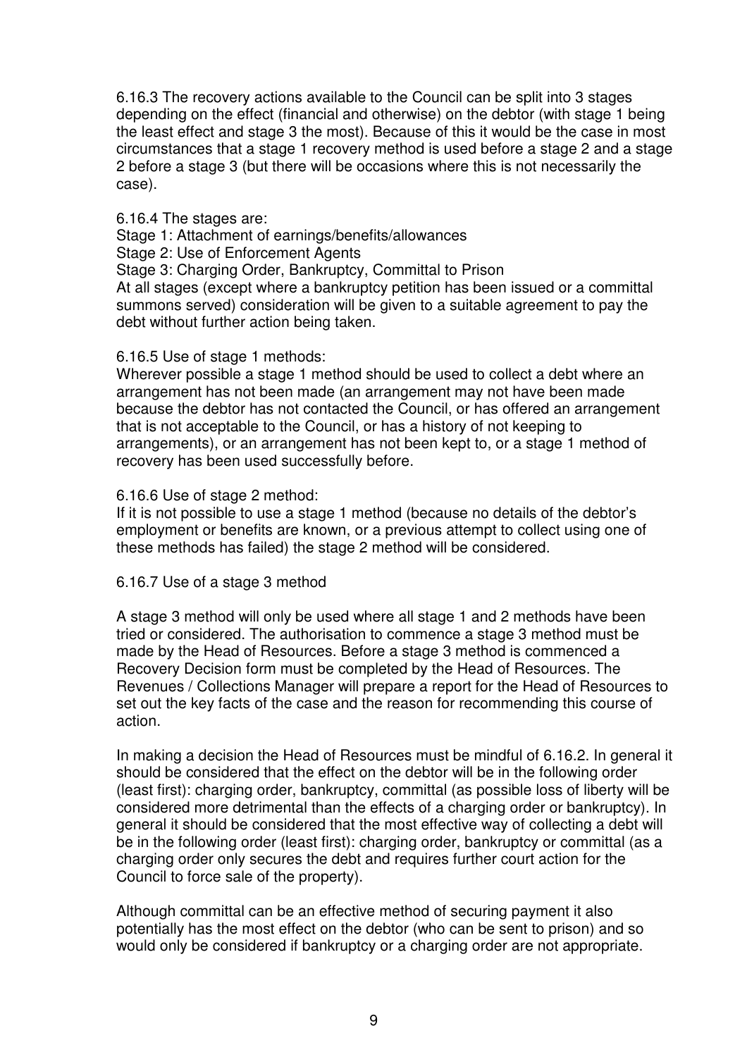6.16.3 The recovery actions available to the Council can be split into 3 stages depending on the effect (financial and otherwise) on the debtor (with stage 1 being the least effect and stage 3 the most). Because of this it would be the case in most circumstances that a stage 1 recovery method is used before a stage 2 and a stage 2 before a stage 3 (but there will be occasions where this is not necessarily the case).

6.16.4 The stages are:
Stage 1: Attachment of earnings/benefits/allowances
Stage 2: Use of Enforcement Agents
Stage 3: Charging Order, Bankruptcy, Committal to Prison
At all stages (except where a bankruptcy petition has been issued or a committal summons served) consideration will be given to a suitable agreement to pay the debt without further action being taken.

6.16.5 Use of stage 1 methods:
Wherever possible a stage 1 method should be used to collect a debt where an arrangement has not been made (an arrangement may not have been made because the debtor has not contacted the Council, or has offered an arrangement that is not acceptable to the Council, or has a history of not keeping to arrangements), or an arrangement has not been kept to, or a stage 1 method of recovery has been used successfully before.

6.16.6 Use of stage 2 method:
If it is not possible to use a stage 1 method (because no details of the debtor's employment or benefits are known, or a previous attempt to collect using one of these methods has failed) the stage 2 method will be considered.

6.16.7 Use of a stage 3 method

A stage 3 method will only be used where all stage 1 and 2 methods have been tried or considered. The authorisation to commence a stage 3 method must be made by the Head of Resources. Before a stage 3 method is commenced a Recovery Decision form must be completed by the Head of Resources. The Revenues / Collections Manager will prepare a report for the Head of Resources to set out the key facts of the case and the reason for recommending this course of action.

In making a decision the Head of Resources must be mindful of 6.16.2. In general it should be considered that the effect on the debtor will be in the following order (least first): charging order, bankruptcy, committal (as possible loss of liberty will be considered more detrimental than the effects of a charging order or bankruptcy). In general it should be considered that the most effective way of collecting a debt will be in the following order (least first): charging order, bankruptcy or committal (as a charging order only secures the debt and requires further court action for the Council to force sale of the property).

Although committal can be an effective method of securing payment it also potentially has the most effect on the debtor (who can be sent to prison) and so would only be considered if bankruptcy or a charging order are not appropriate.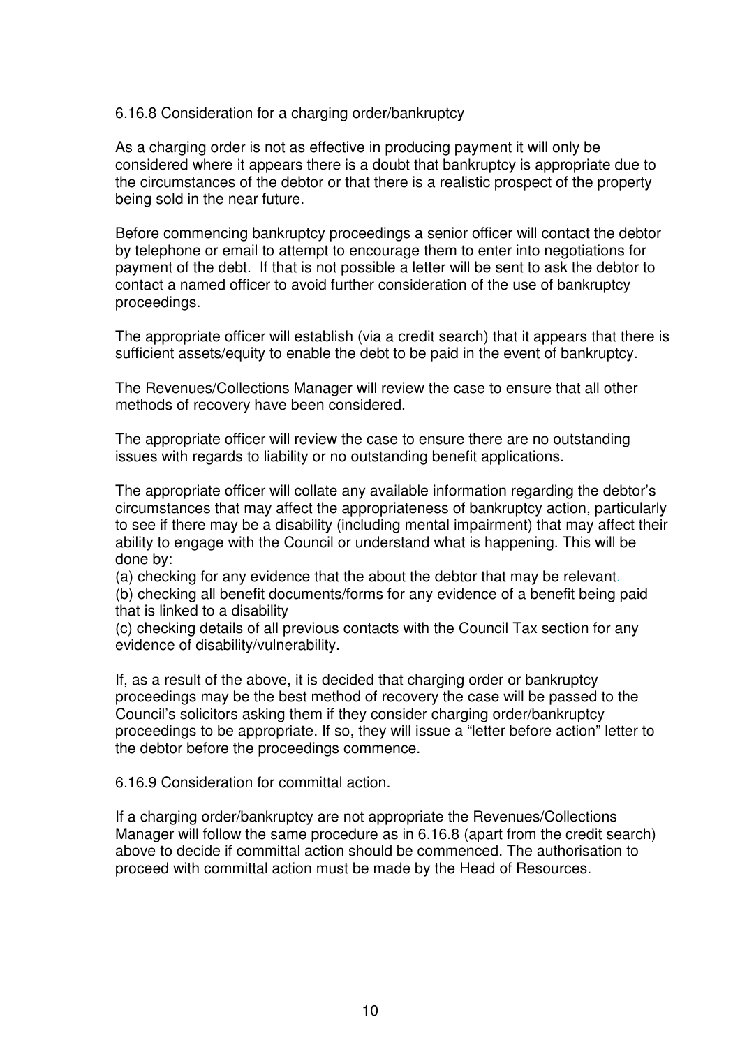### 6.16.8 Consideration for a charging order/bankruptcy

As a charging order is not as effective in producing payment it will only be considered where it appears there is a doubt that bankruptcy is appropriate due to the circumstances of the debtor or that there is a realistic prospect of the property being sold in the near future.

Before commencing bankruptcy proceedings a senior officer will contact the debtor by telephone or email to attempt to encourage them to enter into negotiations for payment of the debt. If that is not possible a letter will be sent to ask the debtor to contact a named officer to avoid further consideration of the use of bankruptcy proceedings.

The appropriate officer will establish (via a credit search) that it appears that there is sufficient assets/equity to enable the debt to be paid in the event of bankruptcy.

The Revenues/Collections Manager will review the case to ensure that all other methods of recovery have been considered.

The appropriate officer will review the case to ensure there are no outstanding issues with regards to liability or no outstanding benefit applications.

The appropriate officer will collate any available information regarding the debtor's circumstances that may affect the appropriateness of bankruptcy action, particularly to see if there may be a disability (including mental impairment) that may affect their ability to engage with the Council or understand what is happening. This will be done by:

(a) checking for any evidence that the about the debtor that may be relevant.
(b) checking all benefit documents/forms for any evidence of a benefit being paid that is linked to a disability
(c) checking details of all previous contacts with the Council Tax section for any evidence of disability/vulnerability.

If, as a result of the above, it is decided that charging order or bankruptcy proceedings may be the best method of recovery the case will be passed to the Council's solicitors asking them if they consider charging order/bankruptcy proceedings to be appropriate. If so, they will issue a "letter before action" letter to the debtor before the proceedings commence.

### 6.16.9 Consideration for committal action.

If a charging order/bankruptcy are not appropriate the Revenues/Collections Manager will follow the same procedure as in 6.16.8 (apart from the credit search) above to decide if committal action should be commenced. The authorisation to proceed with committal action must be made by the Head of Resources.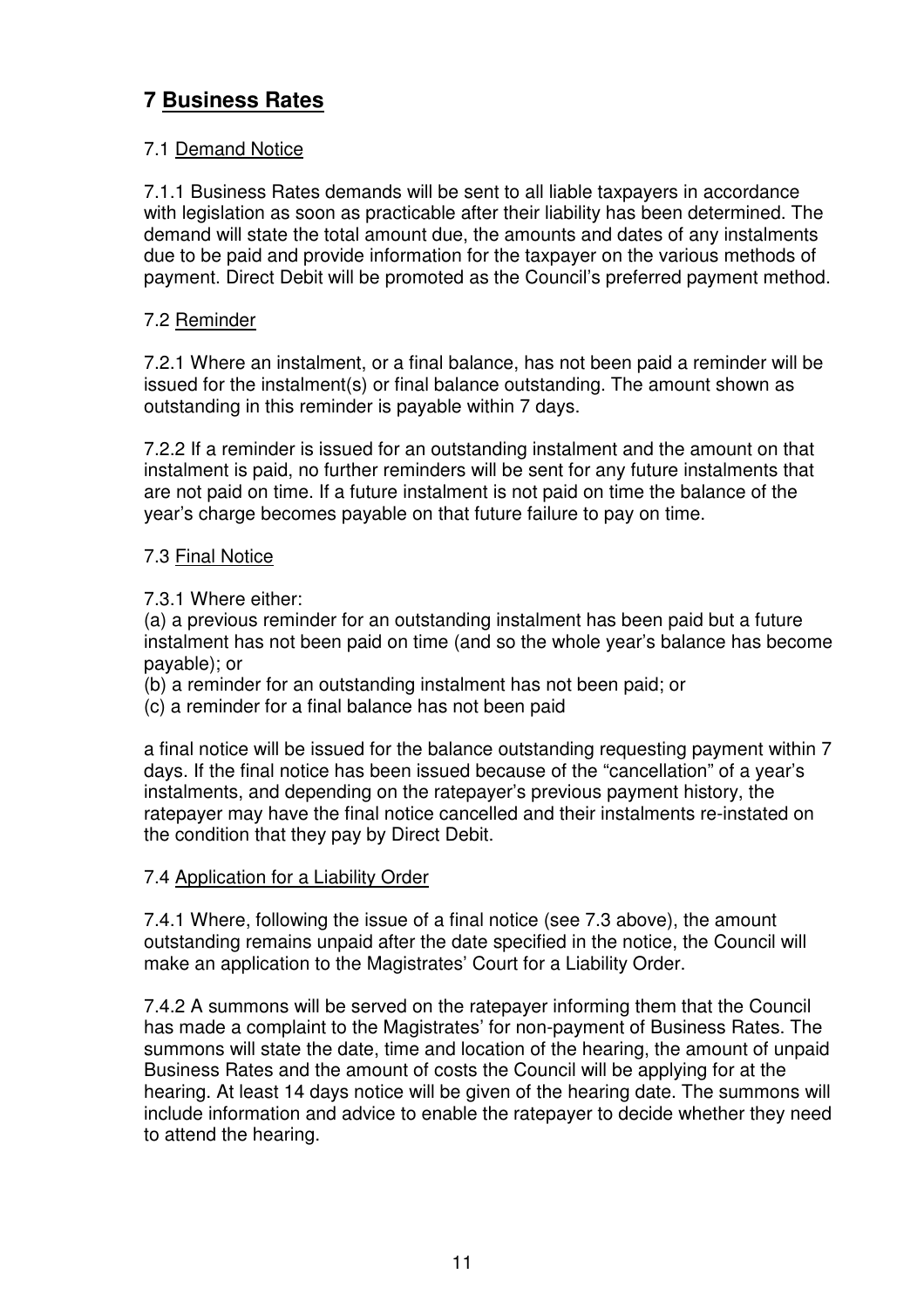# 7 Business Rates

## 7.1 Demand Notice

7.1.1 Business Rates demands will be sent to all liable taxpayers in accordance with legislation as soon as practicable after their liability has been determined. The demand will state the total amount due, the amounts and dates of any instalments due to be paid and provide information for the taxpayer on the various methods of payment. Direct Debit will be promoted as the Council's preferred payment method.

## 7.2 Reminder

7.2.1 Where an instalment, or a final balance, has not been paid a reminder will be issued for the instalment(s) or final balance outstanding. The amount shown as outstanding in this reminder is payable within 7 days.

7.2.2 If a reminder is issued for an outstanding instalment and the amount on that instalment is paid, no further reminders will be sent for any future instalments that are not paid on time. If a future instalment is not paid on time the balance of the year's charge becomes payable on that future failure to pay on time.

## 7.3 Final Notice

7.3.1 Where either:

(a) a previous reminder for an outstanding instalment has been paid but a future instalment has not been paid on time (and so the whole year's balance has become payable); or
(b) a reminder for an outstanding instalment has not been paid; or
(c) a reminder for a final balance has not been paid

a final notice will be issued for the balance outstanding requesting payment within 7 days. If the final notice has been issued because of the "cancellation" of a year's instalments, and depending on the ratepayer's previous payment history, the ratepayer may have the final notice cancelled and their instalments re-instated on the condition that they pay by Direct Debit.

## 7.4 Application for a Liability Order

7.4.1 Where, following the issue of a final notice (see 7.3 above), the amount outstanding remains unpaid after the date specified in the notice, the Council will make an application to the Magistrates' Court for a Liability Order.

7.4.2 A summons will be served on the ratepayer informing them that the Council has made a complaint to the Magistrates' for non-payment of Business Rates. The summons will state the date, time and location of the hearing, the amount of unpaid Business Rates and the amount of costs the Council will be applying for at the hearing. At least 14 days notice will be given of the hearing date. The summons will include information and advice to enable the ratepayer to decide whether they need to attend the hearing.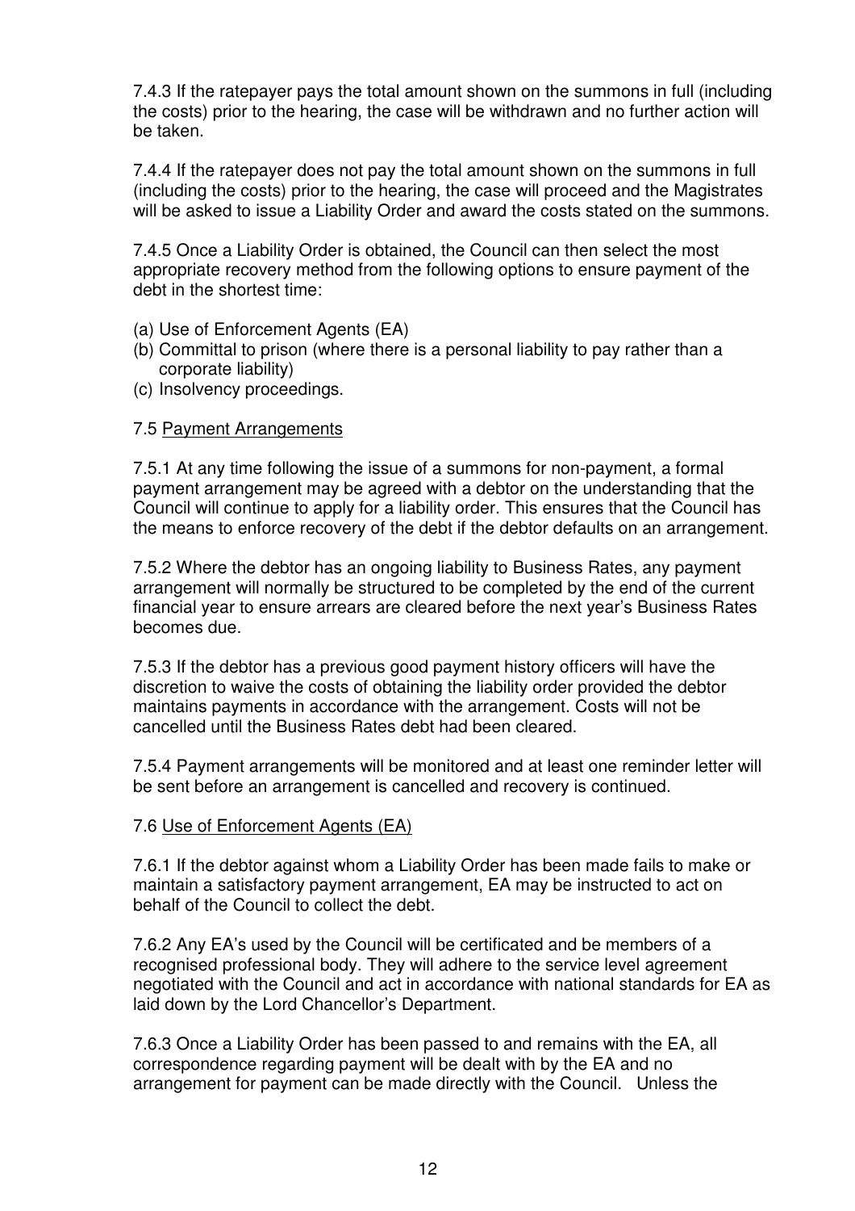7.4.3 If the ratepayer pays the total amount shown on the summons in full (including the costs) prior to the hearing, the case will be withdrawn and no further action will be taken.

7.4.4 If the ratepayer does not pay the total amount shown on the summons in full (including the costs) prior to the hearing, the case will proceed and the Magistrates will be asked to issue a Liability Order and award the costs stated on the summons.

7.4.5 Once a Liability Order is obtained, the Council can then select the most appropriate recovery method from the following options to ensure payment of the debt in the shortest time:

(a) Use of Enforcement Agents (EA)
(b) Committal to prison (where there is a personal liability to pay rather than a corporate liability)
(c) Insolvency proceedings.

7.5 Payment Arrangements

7.5.1 At any time following the issue of a summons for non-payment, a formal payment arrangement may be agreed with a debtor on the understanding that the Council will continue to apply for a liability order. This ensures that the Council has the means to enforce recovery of the debt if the debtor defaults on an arrangement.

7.5.2 Where the debtor has an ongoing liability to Business Rates, any payment arrangement will normally be structured to be completed by the end of the current financial year to ensure arrears are cleared before the next year's Business Rates becomes due.

7.5.3 If the debtor has a previous good payment history officers will have the discretion to waive the costs of obtaining the liability order provided the debtor maintains payments in accordance with the arrangement. Costs will not be cancelled until the Business Rates debt had been cleared.

7.5.4 Payment arrangements will be monitored and at least one reminder letter will be sent before an arrangement is cancelled and recovery is continued.

7.6 Use of Enforcement Agents (EA)

7.6.1 If the debtor against whom a Liability Order has been made fails to make or maintain a satisfactory payment arrangement, EA may be instructed to act on behalf of the Council to collect the debt.

7.6.2 Any EA's used by the Council will be certificated and be members of a recognised professional body. They will adhere to the service level agreement negotiated with the Council and act in accordance with national standards for EA as laid down by the Lord Chancellor's Department.

7.6.3 Once a Liability Order has been passed to and remains with the EA, all correspondence regarding payment will be dealt with by the EA and no arrangement for payment can be made directly with the Council. Unless the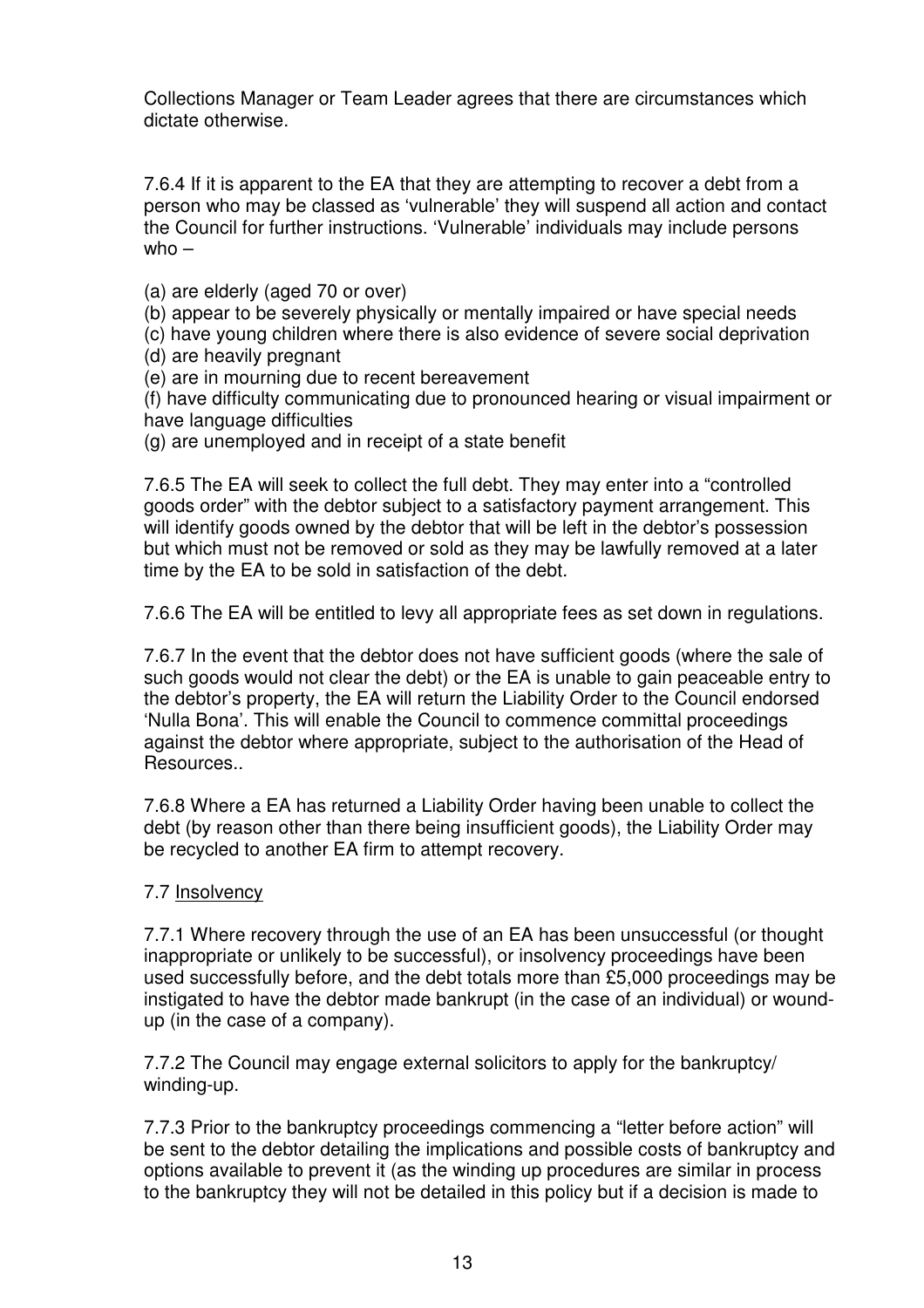Collections Manager or Team Leader agrees that there are circumstances which dictate otherwise.

7.6.4 If it is apparent to the EA that they are attempting to recover a debt from a person who may be classed as 'vulnerable' they will suspend all action and contact the Council for further instructions. 'Vulnerable' individuals may include persons who –

(a) are elderly (aged 70 or over)
(b) appear to be severely physically or mentally impaired or have special needs
(c) have young children where there is also evidence of severe social deprivation
(d) are heavily pregnant
(e) are in mourning due to recent bereavement
(f) have difficulty communicating due to pronounced hearing or visual impairment or have language difficulties
(g) are unemployed and in receipt of a state benefit

7.6.5 The EA will seek to collect the full debt. They may enter into a "controlled goods order" with the debtor subject to a satisfactory payment arrangement. This will identify goods owned by the debtor that will be left in the debtor's possession but which must not be removed or sold as they may be lawfully removed at a later time by the EA to be sold in satisfaction of the debt.

7.6.6 The EA will be entitled to levy all appropriate fees as set down in regulations.

7.6.7 In the event that the debtor does not have sufficient goods (where the sale of such goods would not clear the debt) or the EA is unable to gain peaceable entry to the debtor's property, the EA will return the Liability Order to the Council endorsed 'Nulla Bona'. This will enable the Council to commence committal proceedings against the debtor where appropriate, subject to the authorisation of the Head of Resources..

7.6.8 Where a EA has returned a Liability Order having been unable to collect the debt (by reason other than there being insufficient goods), the Liability Order may be recycled to another EA firm to attempt recovery.

7.7 Insolvency

7.7.1 Where recovery through the use of an EA has been unsuccessful (or thought inappropriate or unlikely to be successful), or insolvency proceedings have been used successfully before, and the debt totals more than £5,000 proceedings may be instigated to have the debtor made bankrupt (in the case of an individual) or wound-up (in the case of a company).

7.7.2 The Council may engage external solicitors to apply for the bankruptcy/ winding-up.

7.7.3 Prior to the bankruptcy proceedings commencing a "letter before action" will be sent to the debtor detailing the implications and possible costs of bankruptcy and options available to prevent it (as the winding up procedures are similar in process to the bankruptcy they will not be detailed in this policy but if a decision is made to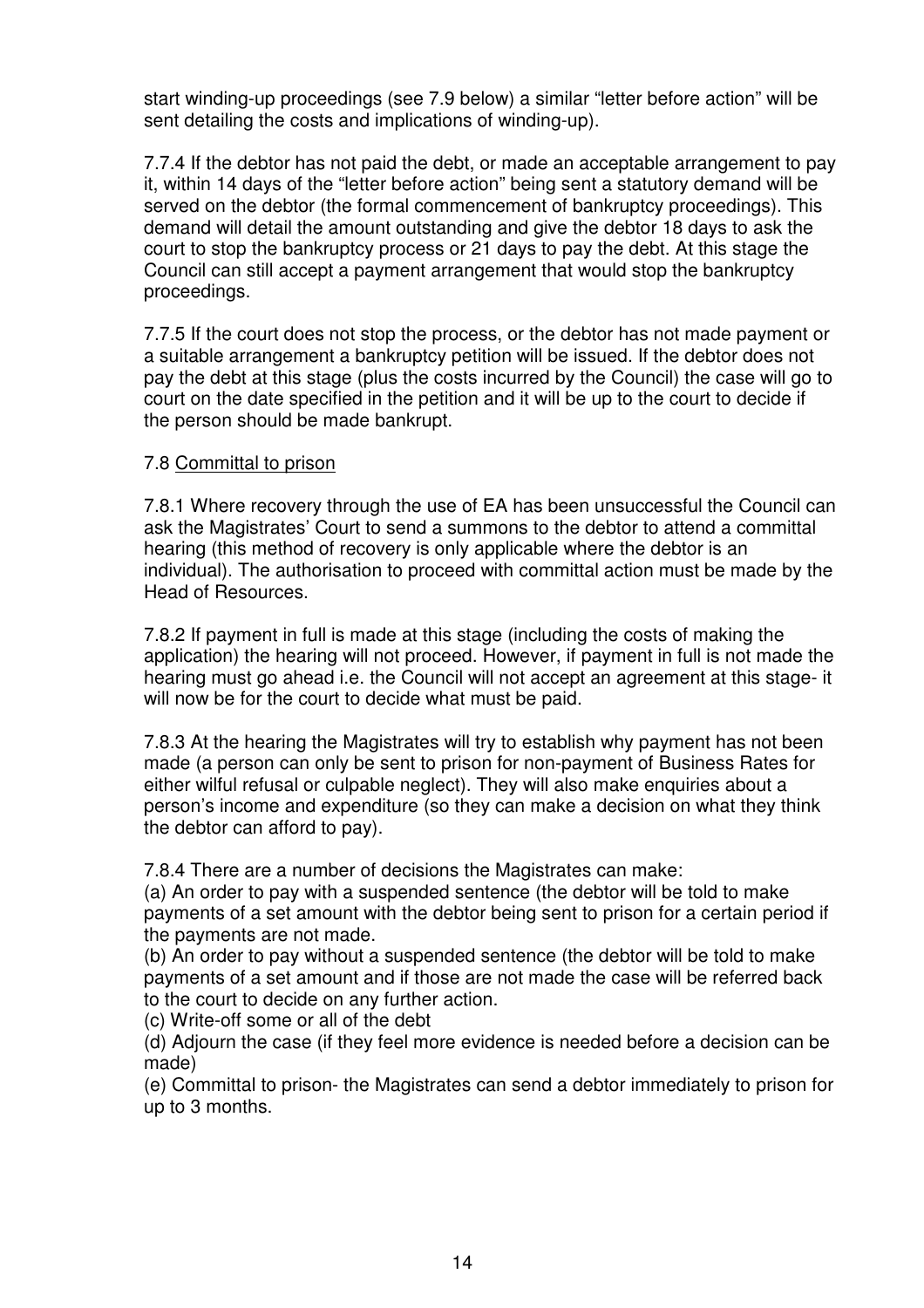start winding-up proceedings (see 7.9 below) a similar "letter before action" will be sent detailing the costs and implications of winding-up).

7.7.4 If the debtor has not paid the debt, or made an acceptable arrangement to pay it, within 14 days of the "letter before action" being sent a statutory demand will be served on the debtor (the formal commencement of bankruptcy proceedings). This demand will detail the amount outstanding and give the debtor 18 days to ask the court to stop the bankruptcy process or 21 days to pay the debt. At this stage the Council can still accept a payment arrangement that would stop the bankruptcy proceedings.

7.7.5 If the court does not stop the process, or the debtor has not made payment or a suitable arrangement a bankruptcy petition will be issued. If the debtor does not pay the debt at this stage (plus the costs incurred by the Council) the case will go to court on the date specified in the petition and it will be up to the court to decide if the person should be made bankrupt.

7.8 Committal to prison

7.8.1 Where recovery through the use of EA has been unsuccessful the Council can ask the Magistrates' Court to send a summons to the debtor to attend a committal hearing (this method of recovery is only applicable where the debtor is an individual). The authorisation to proceed with committal action must be made by the Head of Resources.

7.8.2 If payment in full is made at this stage (including the costs of making the application) the hearing will not proceed. However, if payment in full is not made the hearing must go ahead i.e. the Council will not accept an agreement at this stage- it will now be for the court to decide what must be paid.

7.8.3 At the hearing the Magistrates will try to establish why payment has not been made (a person can only be sent to prison for non-payment of Business Rates for either wilful refusal or culpable neglect). They will also make enquiries about a person's income and expenditure (so they can make a decision on what they think the debtor can afford to pay).

7.8.4 There are a number of decisions the Magistrates can make:

(a) An order to pay with a suspended sentence (the debtor will be told to make payments of a set amount with the debtor being sent to prison for a certain period if the payments are not made.

(b) An order to pay without a suspended sentence (the debtor will be told to make payments of a set amount and if those are not made the case will be referred back to the court to decide on any further action.

(c) Write-off some or all of the debt

(d) Adjourn the case (if they feel more evidence is needed before a decision can be made)

(e) Committal to prison- the Magistrates can send a debtor immediately to prison for up to 3 months.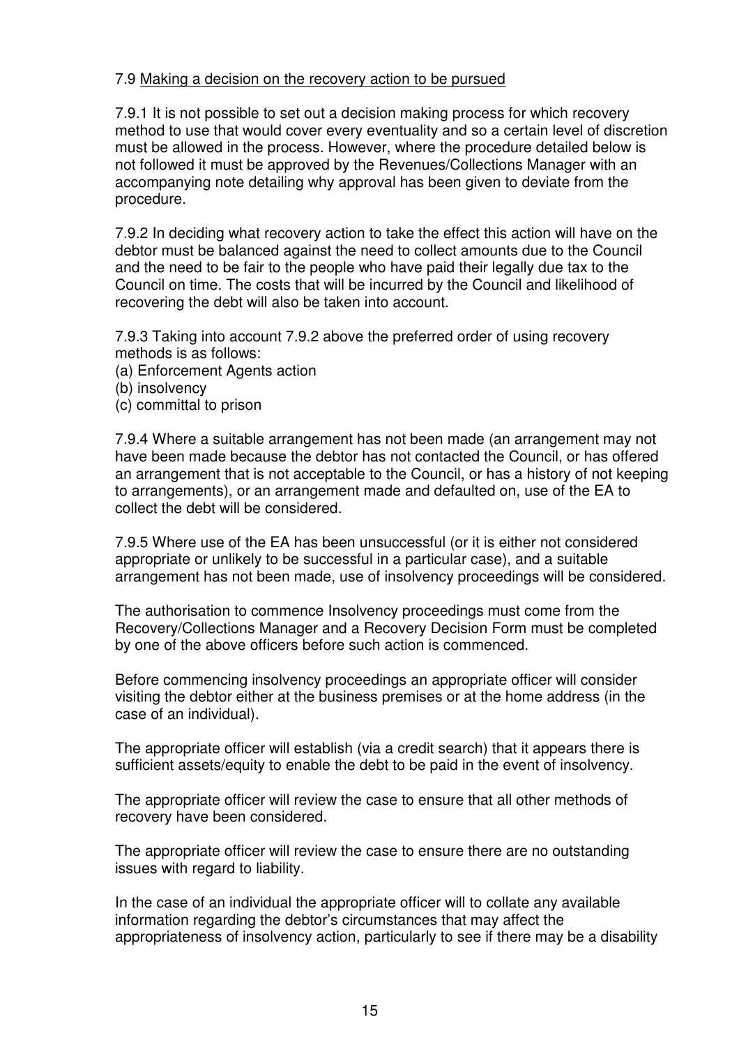7.9 Making a decision on the recovery action to be pursued

7.9.1 It is not possible to set out a decision making process for which recovery method to use that would cover every eventuality and so a certain level of discretion must be allowed in the process. However, where the procedure detailed below is not followed it must be approved by the Revenues/Collections Manager with an accompanying note detailing why approval has been given to deviate from the procedure.

7.9.2 In deciding what recovery action to take the effect this action will have on the debtor must be balanced against the need to collect amounts due to the Council and the need to be fair to the people who have paid their legally due tax to the Council on time. The costs that will be incurred by the Council and likelihood of recovering the debt will also be taken into account.

7.9.3 Taking into account 7.9.2 above the preferred order of using recovery methods is as follows:
(a) Enforcement Agents action
(b) insolvency
(c) committal to prison

7.9.4 Where a suitable arrangement has not been made (an arrangement may not have been made because the debtor has not contacted the Council, or has offered an arrangement that is not acceptable to the Council, or has a history of not keeping to arrangements), or an arrangement made and defaulted on, use of the EA to collect the debt will be considered.

7.9.5 Where use of the EA has been unsuccessful (or it is either not considered appropriate or unlikely to be successful in a particular case), and a suitable arrangement has not been made, use of insolvency proceedings will be considered.

The authorisation to commence Insolvency proceedings must come from the Recovery/Collections Manager and a Recovery Decision Form must be completed by one of the above officers before such action is commenced.

Before commencing insolvency proceedings an appropriate officer will consider visiting the debtor either at the business premises or at the home address (in the case of an individual).

The appropriate officer will establish (via a credit search) that it appears there is sufficient assets/equity to enable the debt to be paid in the event of insolvency.

The appropriate officer will review the case to ensure that all other methods of recovery have been considered.

The appropriate officer will review the case to ensure there are no outstanding issues with regard to liability.

In the case of an individual the appropriate officer will to collate any available information regarding the debtor's circumstances that may affect the appropriateness of insolvency action, particularly to see if there may be a disability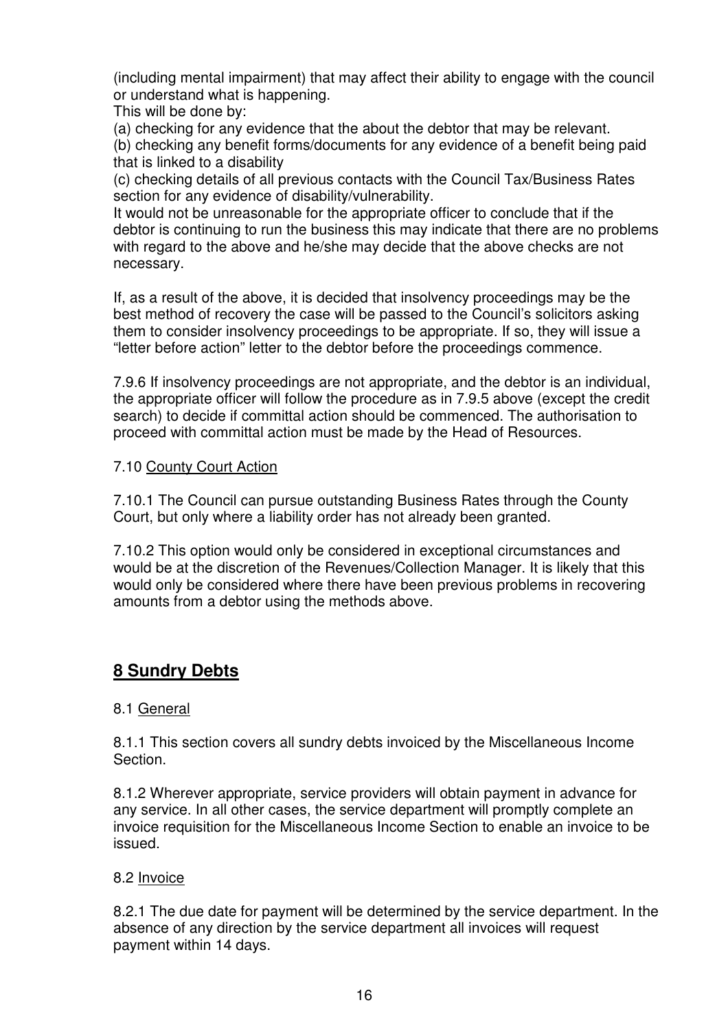(including mental impairment) that may affect their ability to engage with the council or understand what is happening.

This will be done by:

(a) checking for any evidence that the about the debtor that may be relevant.

(b) checking any benefit forms/documents for any evidence of a benefit being paid that is linked to a disability

(c) checking details of all previous contacts with the Council Tax/Business Rates section for any evidence of disability/vulnerability.

It would not be unreasonable for the appropriate officer to conclude that if the debtor is continuing to run the business this may indicate that there are no problems with regard to the above and he/she may decide that the above checks are not necessary.

If, as a result of the above, it is decided that insolvency proceedings may be the best method of recovery the case will be passed to the Council's solicitors asking them to consider insolvency proceedings to be appropriate. If so, they will issue a "letter before action" letter to the debtor before the proceedings commence.

7.9.6 If insolvency proceedings are not appropriate, and the debtor is an individual, the appropriate officer will follow the procedure as in 7.9.5 above (except the credit search) to decide if committal action should be commenced. The authorisation to proceed with committal action must be made by the Head of Resources.

7.10 County Court Action

7.10.1 The Council can pursue outstanding Business Rates through the County Court, but only where a liability order has not already been granted.

7.10.2 This option would only be considered in exceptional circumstances and would be at the discretion of the Revenues/Collection Manager. It is likely that this would only be considered where there have been previous problems in recovering amounts from a debtor using the methods above.

## 8 Sundry Debts

8.1 General

8.1.1 This section covers all sundry debts invoiced by the Miscellaneous Income Section.

8.1.2 Wherever appropriate, service providers will obtain payment in advance for any service. In all other cases, the service department will promptly complete an invoice requisition for the Miscellaneous Income Section to enable an invoice to be issued.

8.2 Invoice

8.2.1 The due date for payment will be determined by the service department. In the absence of any direction by the service department all invoices will request payment within 14 days.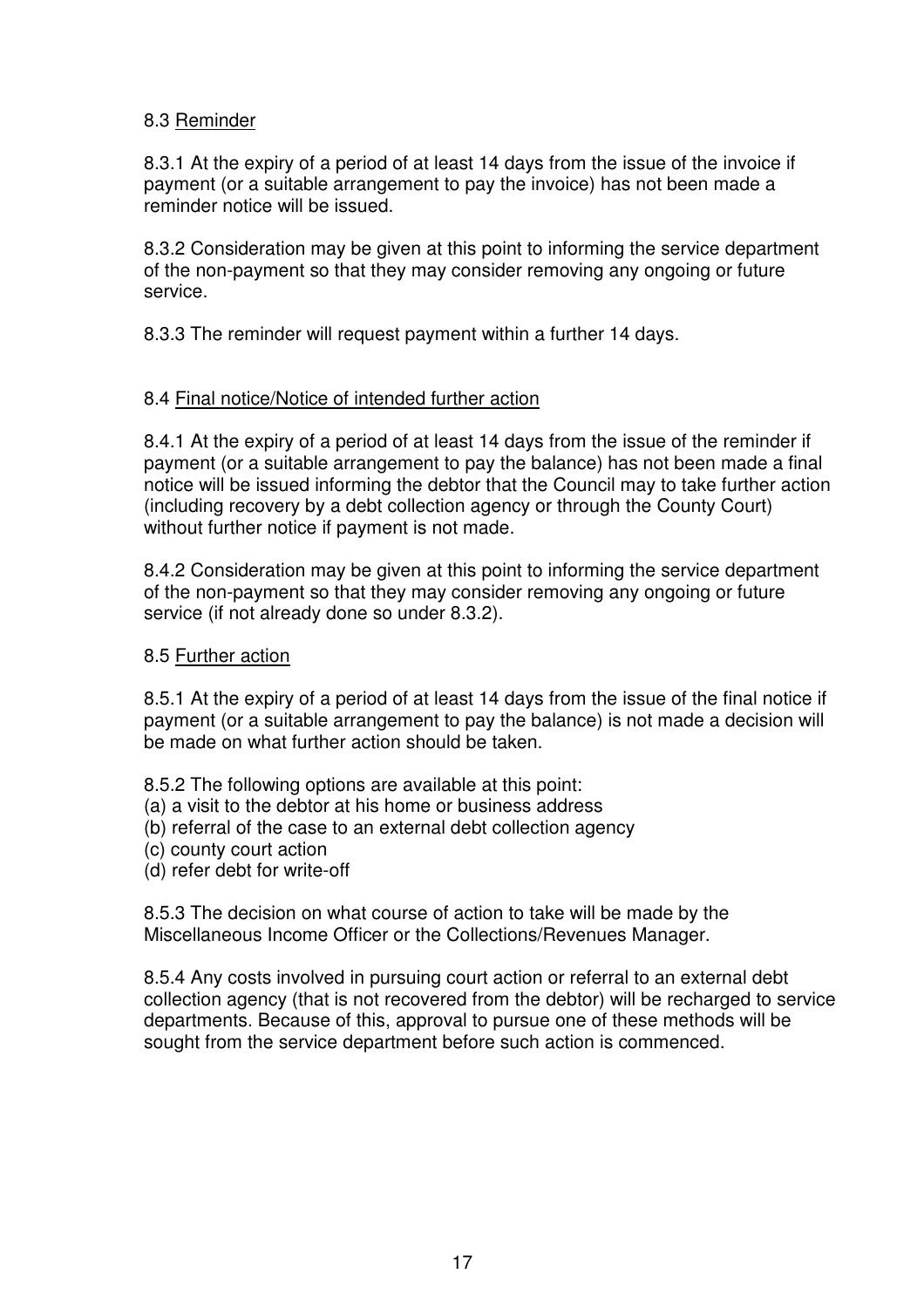### 8.3 Reminder

8.3.1 At the expiry of a period of at least 14 days from the issue of the invoice if payment (or a suitable arrangement to pay the invoice) has not been made a reminder notice will be issued.

8.3.2 Consideration may be given at this point to informing the service department of the non-payment so that they may consider removing any ongoing or future service.

8.3.3 The reminder will request payment within a further 14 days.

### 8.4 Final notice/Notice of intended further action

8.4.1 At the expiry of a period of at least 14 days from the issue of the reminder if payment (or a suitable arrangement to pay the balance) has not been made a final notice will be issued informing the debtor that the Council may to take further action (including recovery by a debt collection agency or through the County Court) without further notice if payment is not made.

8.4.2 Consideration may be given at this point to informing the service department of the non-payment so that they may consider removing any ongoing or future service (if not already done so under 8.3.2).

### 8.5 Further action

8.5.1 At the expiry of a period of at least 14 days from the issue of the final notice if payment (or a suitable arrangement to pay the balance) is not made a decision will be made on what further action should be taken.

8.5.2 The following options are available at this point:
(a) a visit to the debtor at his home or business address
(b) referral of the case to an external debt collection agency
(c) county court action
(d) refer debt for write-off

8.5.3 The decision on what course of action to take will be made by the Miscellaneous Income Officer or the Collections/Revenues Manager.

8.5.4 Any costs involved in pursuing court action or referral to an external debt collection agency (that is not recovered from the debtor) will be recharged to service departments. Because of this, approval to pursue one of these methods will be sought from the service department before such action is commenced.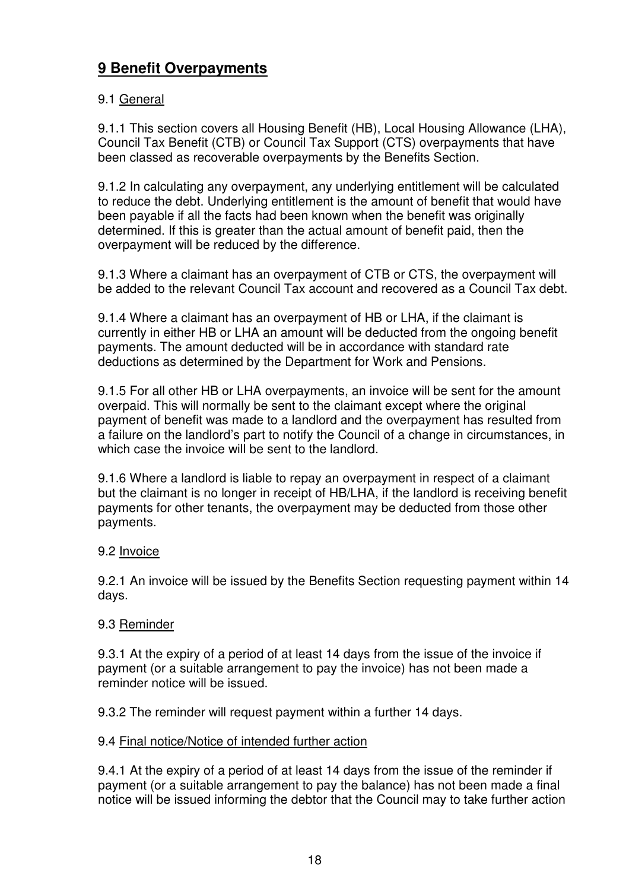## 9 Benefit Overpayments

9.1 General

9.1.1 This section covers all Housing Benefit (HB), Local Housing Allowance (LHA), Council Tax Benefit (CTB) or Council Tax Support (CTS) overpayments that have been classed as recoverable overpayments by the Benefits Section.

9.1.2 In calculating any overpayment, any underlying entitlement will be calculated to reduce the debt. Underlying entitlement is the amount of benefit that would have been payable if all the facts had been known when the benefit was originally determined. If this is greater than the actual amount of benefit paid, then the overpayment will be reduced by the difference.

9.1.3 Where a claimant has an overpayment of CTB or CTS, the overpayment will be added to the relevant Council Tax account and recovered as a Council Tax debt.

9.1.4 Where a claimant has an overpayment of HB or LHA, if the claimant is currently in either HB or LHA an amount will be deducted from the ongoing benefit payments. The amount deducted will be in accordance with standard rate deductions as determined by the Department for Work and Pensions.

9.1.5 For all other HB or LHA overpayments, an invoice will be sent for the amount overpaid. This will normally be sent to the claimant except where the original payment of benefit was made to a landlord and the overpayment has resulted from a failure on the landlord's part to notify the Council of a change in circumstances, in which case the invoice will be sent to the landlord.

9.1.6 Where a landlord is liable to repay an overpayment in respect of a claimant but the claimant is no longer in receipt of HB/LHA, if the landlord is receiving benefit payments for other tenants, the overpayment may be deducted from those other payments.

9.2 Invoice

9.2.1 An invoice will be issued by the Benefits Section requesting payment within 14 days.

9.3 Reminder

9.3.1 At the expiry of a period of at least 14 days from the issue of the invoice if payment (or a suitable arrangement to pay the invoice) has not been made a reminder notice will be issued.

9.3.2 The reminder will request payment within a further 14 days.

9.4 Final notice/Notice of intended further action

9.4.1 At the expiry of a period of at least 14 days from the issue of the reminder if payment (or a suitable arrangement to pay the balance) has not been made a final notice will be issued informing the debtor that the Council may to take further action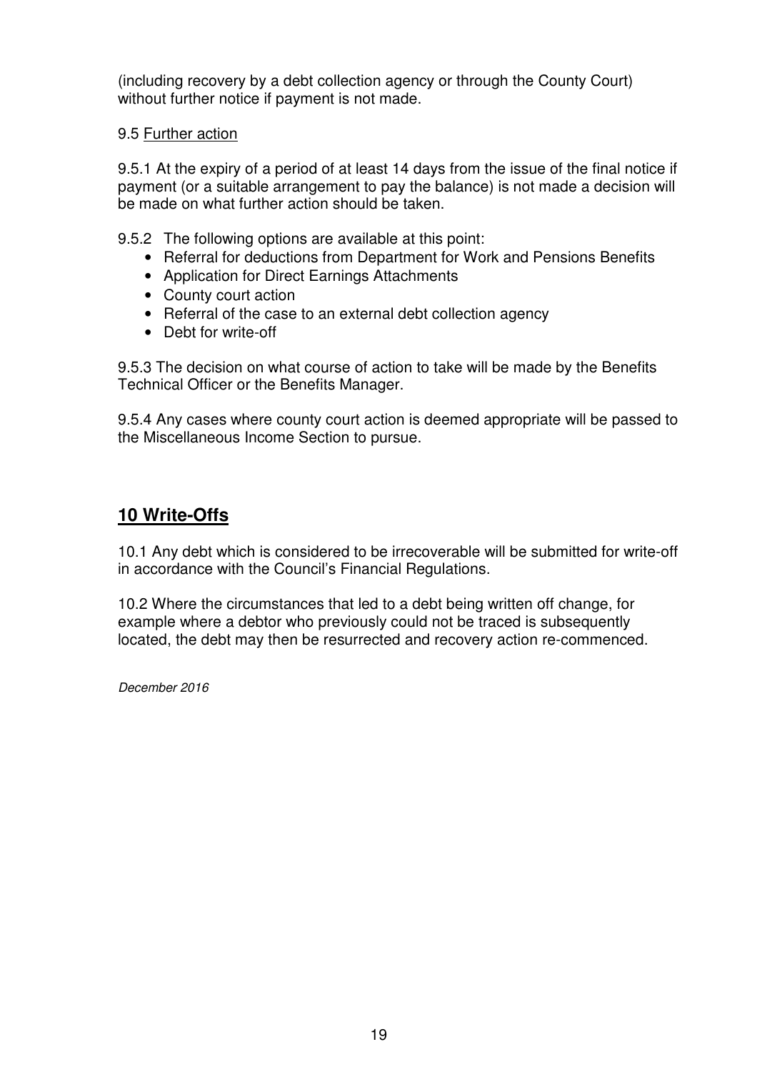(including recovery by a debt collection agency or through the County Court) without further notice if payment is not made.

9.5 Further action

9.5.1 At the expiry of a period of at least 14 days from the issue of the final notice if payment (or a suitable arrangement to pay the balance) is not made a decision will be made on what further action should be taken.

9.5.2 The following options are available at this point:

- Referral for deductions from Department for Work and Pensions Benefits
- Application for Direct Earnings Attachments
- County court action
- Referral of the case to an external debt collection agency
- Debt for write-off

9.5.3 The decision on what course of action to take will be made by the Benefits Technical Officer or the Benefits Manager.

9.5.4 Any cases where county court action is deemed appropriate will be passed to the Miscellaneous Income Section to pursue.

## 10 Write-Offs

10.1 Any debt which is considered to be irrecoverable will be submitted for write-off in accordance with the Council's Financial Regulations.

10.2 Where the circumstances that led to a debt being written off change, for example where a debtor who previously could not be traced is subsequently located, the debt may then be resurrected and recovery action re-commenced.

*December 2016*